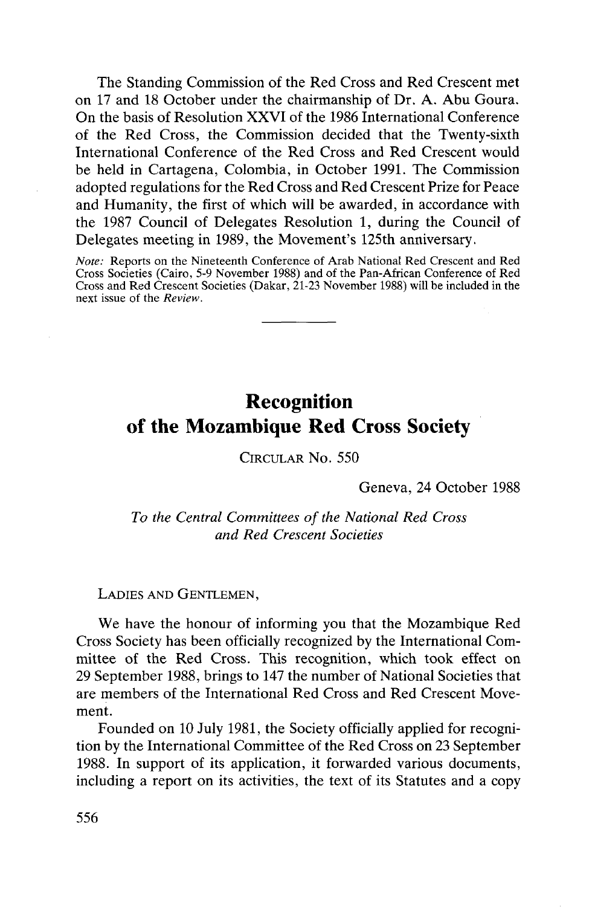The Standing Commission of the Red Cross and Red Crescent met on 17 and 18 October under the chairmanship of Dr. A. Abu Goura. On the basis of Resolution XXVI of the 1986 International Conference of the Red Cross, the Commission decided that the Twenty-sixth International Conference of the Red Cross and Red Crescent would be held in Cartagena, Colombia, in October 1991. The Commission adopted regulations for the Red Cross and Red Crescent Prize for Peace and Humanity, the first of which will be awarded, in accordance with the 1987 Council of Delegates Resolution 1, during the Council of Delegates meeting in 1989, the Movement's 125th anniversary.

*Note:* Reports on the Nineteenth Conference of Arab National Red Crescent and Red Cross Societies (Cairo, 5-9 November 1988) and of the Pan-African Conference of Red Cross and Red Crescent Societies (Dakar, 21-23 November 1988) will be included in the next issue of the *Review*.

---

# Recognition of the Mozambique Red Cross Society

CIRCULAR NO. 550

Geneva, 24 October 1988

*To the Central Committees of the National Red Cross and Red Crescent Societies*

LADIES AND GENTLEMEN,

We have the honour of informing you that the Mozambique Red Cross Society has been officially recognized by the International Committee of the Red Cross. This recognition, which took effect on 29 September 1988, brings to 147 the number of National Societies that are members of the International Red Cross and Red Crescent Movement.

Founded on 10 July 1981, the Society officially applied for recognition by the International Committee of the Red Cross on 23 September 1988. In support of its application, it forwarded various documents, including a report on its activities, the text of its Statutes and a copy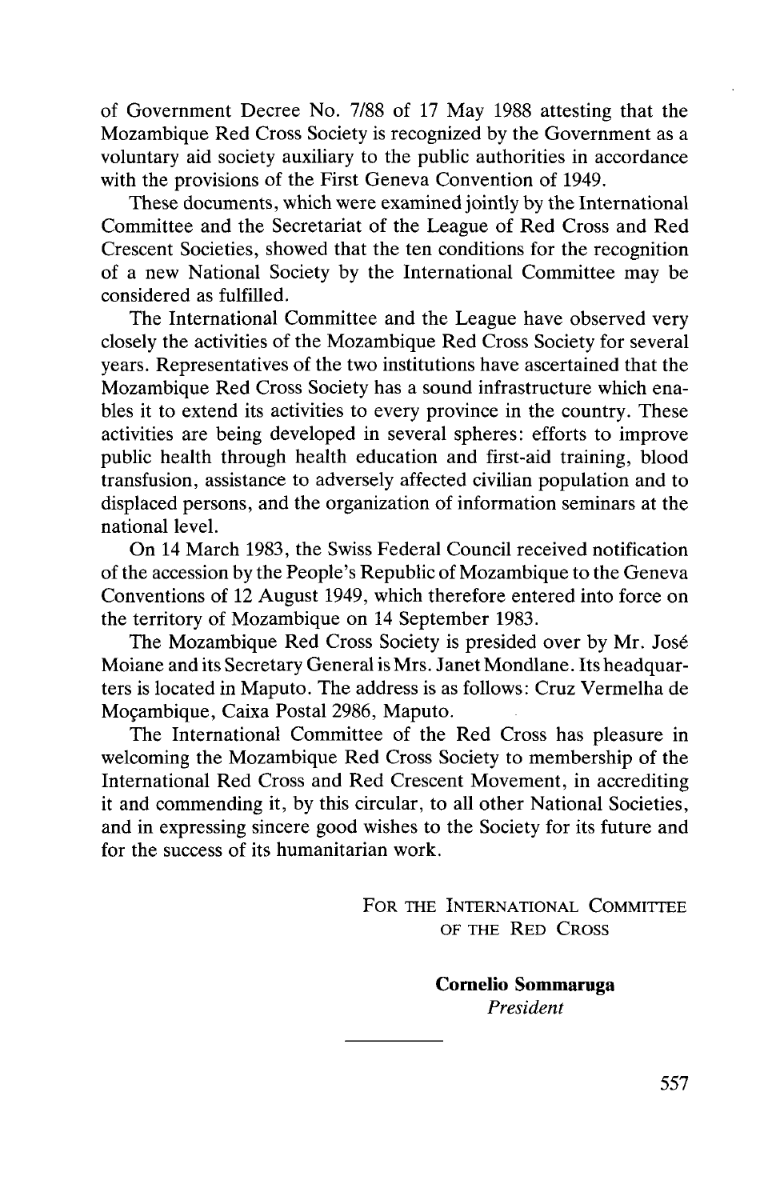of Government Decree No. 7/88 of 17 May 1988 attesting that the Mozambique Red Cross Society is recognized by the Government as a voluntary aid society auxiliary to the public authorities in accordance with the provisions of the First Geneva Convention of 1949.

These documents, which were examined jointly by the International Committee and the Secretariat of the League of Red Cross and Red Crescent Societies, showed that the ten conditions for the recognition of a new National Society by the International Committee may be considered as fulfilled.

The International Committee and the League have observed very closely the activities of the Mozambique Red Cross Society for several years. Representatives of the two institutions have ascertained that the Mozambique Red Cross Society has a sound infrastructure which enables it to extend its activities to every province in the country. These activities are being developed in several spheres: efforts to improve public health through health education and first-aid training, blood transfusion, assistance to adversely affected civilian population and to displaced persons, and the organization of information seminars at the national level.

On 14 March 1983, the Swiss Federal Council received notification of the accession by the People's Republic of Mozambique to the Geneva Conventions of 12 August 1949, which therefore entered into force on the territory of Mozambique on 14 September 1983.

The Mozambique Red Cross Society is presided over by Mr. José Moiane and its Secretary General is Mrs. Janet Mondlane. Its headquarters is located in Maputo. The address is as follows: Cruz Vermelha de Moçambique, Caixa Postal 2986, Maputo.

The International Committee of the Red Cross has pleasure in welcoming the Mozambique Red Cross Society to membership of the International Red Cross and Red Crescent Movement, in accrediting it and commending it, by this circular, to all other National Societies, and in expressing sincere good wishes to the Society for its future and for the success of its humanitarian work.

FOR THE INTERNATIONAL COMMITTEE OF THE RED CROSS

**Cornelio Sommaruga**
*President*